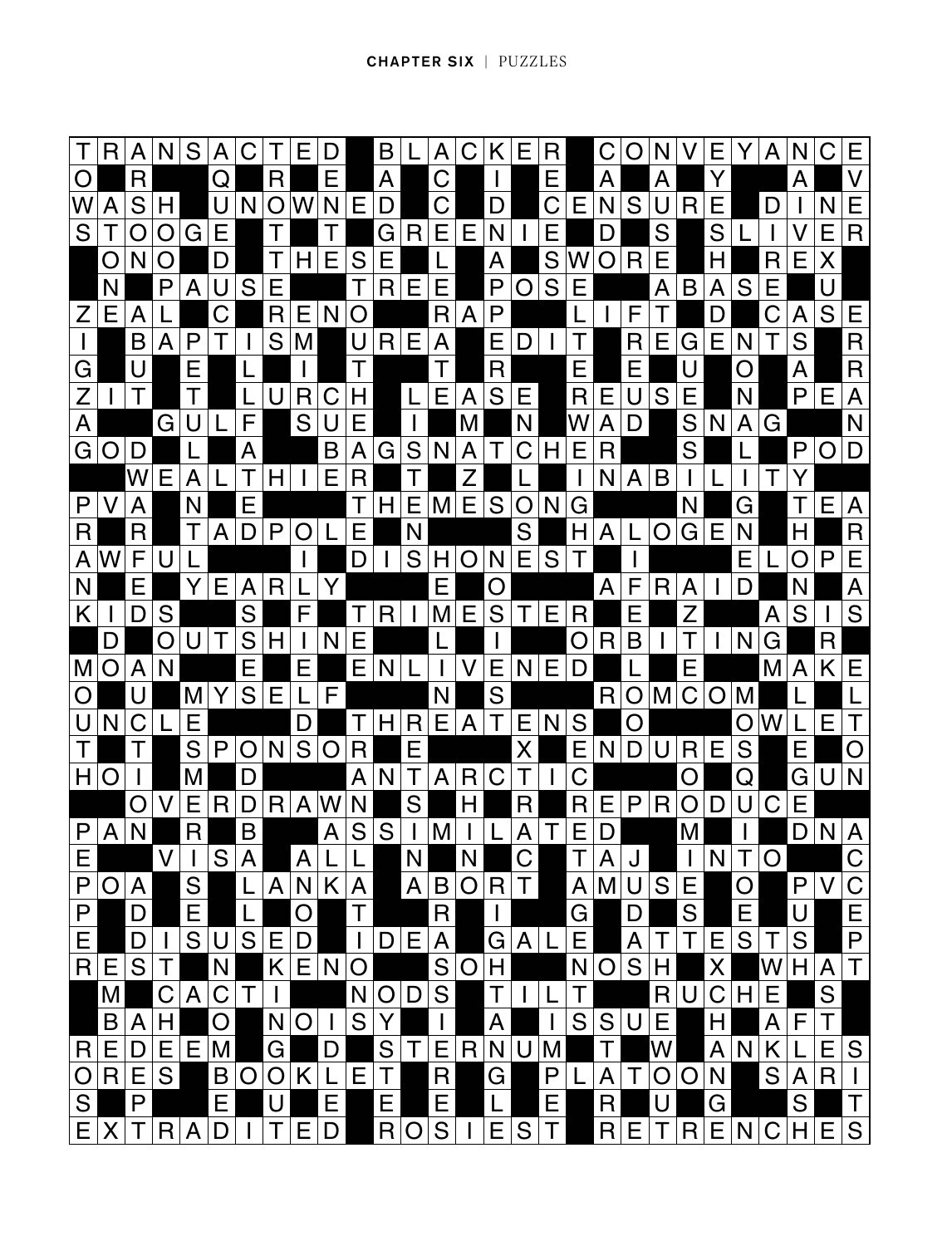| T | R | A | N | S | A | C | T | E | D | ■ | B | L | A | C | K | E | R | ■ | C | O | N | V | E | Y | A | N | C | E |
|---|---|---|---|---|---|---|---|---|---|---|---|---|---|---|---|---|---|---|---|---|---|---|---|---|---|---|---|---|
| O | ■ | R | ■ | ■ | Q | ■ | R | ■ | E | ■ | A | ■ | C | ■ | I | ■ | E | ■ | A | ■ | A | ■ | Y | ■ | ■ | A | ■ | V |
| W | A | S | H | ■ | U | N | O | W | N | E | D | ■ | C | ■ | D | ■ | C | E | N | S | U | R | E | ■ | D | I | N | E |
| S | T | O | O | G | E | ■ | T | ■ | T | ■ | G | R | E | E | N | I | E | ■ | D | ■ | S | ■ | S | L | I | V | E | R |
| ■ | O | N | O | ■ | D | ■ | T | H | E | S | E | ■ | L | ■ | A | ■ | S | W | O | R | E | ■ | H | ■ | R | E | X | ■ |
| ■ | N | ■ | P | A | U | S | E | ■ | ■ | T | R | E | E | ■ | P | O | S | E | ■ | ■ | A | B | A | S | E | ■ | U | ■ |
| Z | E | A | L | ■ | C | ■ | R | E | N | O | ■ | ■ | R | A | P | ■ | ■ | L | I | F | T | ■ | D | ■ | C | A | S | E |
| I | ■ | B | A | P | T | I | S | M | ■ | U | R | E | A | ■ | E | D | I | T | ■ | R | E | G | E | N | T | S | ■ | R |
| G | ■ | U | ■ | E | ■ | L | ■ | I | ■ | T | ■ | ■ | T | ■ | R | ■ | ■ | E | ■ | E | ■ | U | ■ | O | ■ | A | ■ | R |
| Z | I | T | ■ | T | ■ | L | U | R | C | H | ■ | L | E | A | S | E | ■ | R | E | U | S | E | ■ | N | ■ | P | E | A |
| A | ■ | ■ | G | U | L | F | ■ | S | U | E | ■ | I | ■ | M | ■ | N | ■ | W | A | D | ■ | S | N | A | G | ■ | ■ | N |
| G | O | D | ■ | L | ■ | A | ■ | ■ | B | A | G | S | N | A | T | C | H | E | R | ■ | ■ | S | ■ | L | ■ | P | O | D |
| ■ | ■ | W | E | A | L | T | H | I | E | R | ■ | T | ■ | Z | ■ | L | ■ | I | N | A | B | I | L | I | T | Y | ■ | ■ |
| P | V | A | ■ | N | ■ | E | ■ | ■ | ■ | T | H | E | M | E | S | O | N | G | ■ | ■ | ■ | N | ■ | G | ■ | T | E | A |
| R | ■ | R | ■ | T | A | D | P | O | L | E | ■ | N | ■ | ■ | ■ | S | ■ | H | A | L | O | G | E | N | ■ | H | ■ | R |
| A | W | F | U | L | ■ | ■ | ■ | I | ■ | D | I | S | H | O | N | E | S | T | ■ | I | ■ | ■ | ■ | E | L | O | P | E |
| N | ■ | E | ■ | Y | E | A | R | L | Y | ■ | ■ | ■ | E | ■ | O | ■ | ■ | ■ | A | F | R | A | I | D | ■ | N | ■ | A |
| K | I | D | S | ■ | ■ | S | ■ | F | ■ | T | R | I | M | E | S | T | E | R | ■ | E | ■ | Z | ■ | ■ | A | S | I | S |
| ■ | D | ■ | O | U | T | S | H | I | N | E | ■ | ■ | L | ■ | I | ■ | ■ | O | R | B | I | T | I | N | G | ■ | R | ■ |
| M | O | A | N | ■ | ■ | E | ■ | E | ■ | E | N | L | I | V | E | N | E | D | ■ | L | ■ | E | ■ | ■ | M | A | K | E |
| O | ■ | U | ■ | M | Y | S | E | L | F | ■ | ■ | ■ | N | ■ | S | ■ | ■ | ■ | R | O | M | C | O | M | ■ | L | ■ | L |
| U | N | C | L | E | ■ | ■ | ■ | D | ■ | T | H | R | E | A | T | E | N | S | ■ | O | ■ | ■ | ■ | O | W | L | E | T |
| T | ■ | T | ■ | S | P | O | N | S | O | R | ■ | E | ■ | ■ | ■ | X | ■ | E | N | D | U | R | E | S | ■ | E | ■ | O |
| H | O | I | ■ | M | ■ | D | ■ | ■ | ■ | A | N | T | A | R | C | T | I | C | ■ | ■ | ■ | O | ■ | Q | ■ | G | U | N |
| ■ | ■ | O | V | E | R | D | R | A | W | N | ■ | S | ■ | H | ■ | R | ■ | R | E | P | R | O | D | U | C | E | ■ | ■ |
| P | A | N | ■ | R | ■ | B | ■ | ■ | A | S | S | I | M | I | L | A | T | E | D | ■ | ■ | M | ■ | I | ■ | D | N | A |
| E | ■ | ■ | V | I | S | A | ■ | A | L | L | ■ | N | ■ | N | ■ | C | ■ | T | A | J | ■ | I | N | T | O | ■ | ■ | C |
| P | O | A | ■ | S | ■ | L | A | N | K | A | ■ | A | B | O | R | T | ■ | A | M | U | S | E | ■ | O | ■ | P | V | C |
| P | ■ | D | ■ | E | ■ | L | ■ | O | ■ | T | ■ | ■ | R | ■ | I | ■ | ■ | G | ■ | D | ■ | S | ■ | E | ■ | U | ■ | E |
| E | ■ | D | I | S | U | S | E | D | ■ | I | D | E | A | ■ | G | A | L | E | ■ | A | T | T | E | S | T | S | ■ | P |
| R | E | S | T | ■ | N | ■ | K | E | N | O | ■ | ■ | S | O | H | ■ | ■ | N | O | S | H | ■ | X | ■ | W | H | A | T |
| ■ | M | ■ | C | A | C | T | I | ■ | ■ | N | O | D | S | ■ | T | I | L | T | ■ | ■ | R | U | C | H | E | ■ | S | ■ |
| ■ | B | A | H | ■ | O | ■ | N | O | I | S | Y | ■ | I | ■ | A | ■ | I | S | S | U | E | ■ | H | ■ | A | F | T | ■ |
| R | E | D | E | E | M | ■ | G | ■ | D | ■ | S | T | E | R | N | U | M | ■ | T | ■ | W | ■ | A | N | K | L | E | S |
| O | R | E | S | ■ | B | O | O | K | L | E | T | ■ | R | ■ | G | ■ | P | L | A | T | O | O | N | ■ | S | A | R | I |
| S | ■ | P | ■ | ■ | E | ■ | U | ■ | E | ■ | E | ■ | E | ■ | L | ■ | E | ■ | R | ■ | U | ■ | G | ■ | ■ | S | ■ | T |
| E | X | T | R | A | D | I | T | E | D | ■ | R | O | S | I | E | S | T | ■ | R | E | T | R | E | N | C | H | E | S |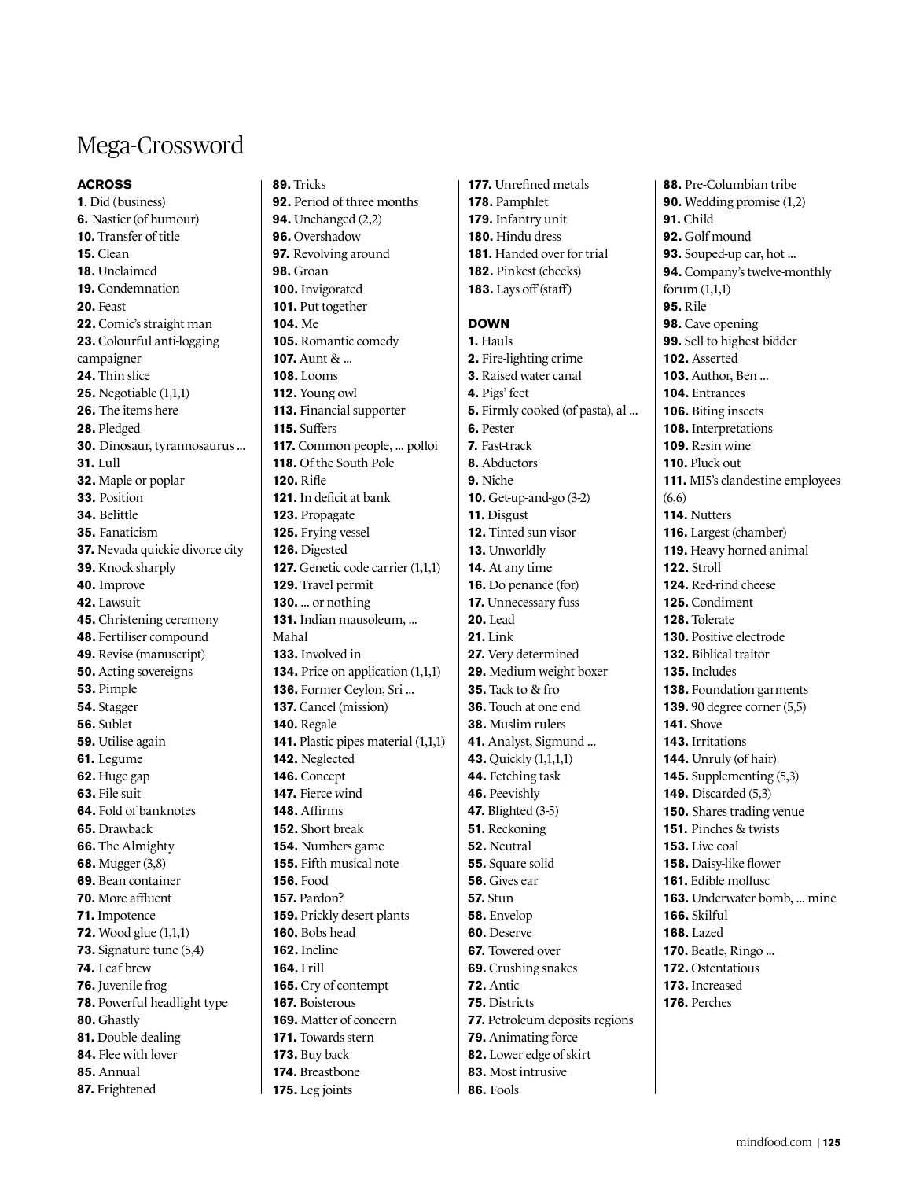# Mega-Crossword

**ACROSS**

**1**. Did (business)
**6.** Nastier (of humour)
**10.** Transfer of title
**15.** Clean
**18.** Unclaimed
**19.** Condemnation
**20.** Feast
**22.** Comic's straight man
**23.** Colourful anti-logging campaigner
**24.** Thin slice
**25.** Negotiable (1,1,1)
**26.** The items here
**28.** Pledged
**30.** Dinosaur, tyrannosaurus ...
**31.** Lull
**32.** Maple or poplar
**33.** Position
**34.** Belittle
**35.** Fanaticism
**37.** Nevada quickie divorce city
**39.** Knock sharply
**40.** Improve
**42.** Lawsuit
**45.** Christening ceremony
**48.** Fertiliser compound
**49.** Revise (manuscript)
**50.** Acting sovereigns
**53.** Pimple
**54.** Stagger
**56.** Sublet
**59.** Utilise again
**61.** Legume
**62.** Huge gap
**63.** File suit
**64.** Fold of banknotes
**65.** Drawback
**66.** The Almighty
**68.** Mugger (3,8)
**69.** Bean container
**70.** More affluent
**71.** Impotence
**72.** Wood glue (1,1,1)
**73.** Signature tune (5,4)
**74.** Leaf brew
**76.** Juvenile frog
**78.** Powerful headlight type
**80.** Ghastly
**81.** Double-dealing
**84.** Flee with lover
**85.** Annual
**87.** Frightened
**89.** Tricks
**92.** Period of three months
**94.** Unchanged (2,2)
**96.** Overshadow
**97.** Revolving around
**98.** Groan
**100.** Invigorated
**101.** Put together
**104.** Me
**105.** Romantic comedy
**107.** Aunt & ...
**108.** Looms
**112.** Young owl
**113.** Financial supporter
**115.** Suffers
**117.** Common people, ... polloi
**118.** Of the South Pole
**120.** Rifle
**121.** In deficit at bank
**123.** Propagate
**125.** Frying vessel
**126.** Digested
**127.** Genetic code carrier (1,1,1)
**129.** Travel permit
**130.** ... or nothing
**131.** Indian mausoleum, ... Mahal
**133.** Involved in
**134.** Price on application (1,1,1)
**136.** Former Ceylon, Sri ...
**137.** Cancel (mission)
**140.** Regale
**141.** Plastic pipes material (1,1,1)
**142.** Neglected
**146.** Concept
**147.** Fierce wind
**148.** Affirms
**152.** Short break
**154.** Numbers game
**155.** Fifth musical note
**156.** Food
**157.** Pardon?
**159.** Prickly desert plants
**160.** Bobs head
**162.** Incline
**164.** Frill
**165.** Cry of contempt
**167.** Boisterous
**169.** Matter of concern
**171.** Towards stern
**173.** Buy back
**174.** Breastbone
**175.** Leg joints
**177.** Unrefined metals
**178.** Pamphlet
**179.** Infantry unit
**180.** Hindu dress
**181.** Handed over for trial
**182.** Pinkest (cheeks)
**183.** Lays off (staff)

**DOWN**

**1.** Hauls
**2.** Fire-lighting crime
**3.** Raised water canal
**4.** Pigs' feet
**5.** Firmly cooked (of pasta), al ...
**6.** Pester
**7.** Fast-track
**8.** Abductors
**9.** Niche
**10.** Get-up-and-go (3-2)
**11.** Disgust
**12.** Tinted sun visor
**13.** Unworldly
**14.** At any time
**16.** Do penance (for)
**17.** Unnecessary fuss
**20.** Lead
**21.** Link
**27.** Very determined
**29.** Medium weight boxer
**35.** Tack to & fro
**36.** Touch at one end
**38.** Muslim rulers
**41.** Analyst, Sigmund ...
**43.** Quickly (1,1,1,1)
**44.** Fetching task
**46.** Peevishly
**47.** Blighted (3-5)
**51.** Reckoning
**52.** Neutral
**55.** Square solid
**56.** Gives ear
**57.** Stun
**58.** Envelop
**60.** Deserve
**67.** Towered over
**69.** Crushing snakes
**72.** Antic
**75.** Districts
**77.** Petroleum deposits regions
**79.** Animating force
**82.** Lower edge of skirt
**83.** Most intrusive
**86.** Fools
**88.** Pre-Columbian tribe
**90.** Wedding promise (1,2)
**91.** Child
**92.** Golf mound
**93.** Souped-up car, hot ...
**94.** Company's twelve-monthly forum (1,1,1)
**95.** Rile
**98.** Cave opening
**99.** Sell to highest bidder
**102.** Asserted
**103.** Author, Ben ...
**104.** Entrances
**106.** Biting insects
**108.** Interpretations
**109.** Resin wine
**110.** Pluck out
**111.** MI5's clandestine employees (6,6)
**114.** Nutters
**116.** Largest (chamber)
**119.** Heavy horned animal
**122.** Stroll
**124.** Red-rind cheese
**125.** Condiment
**128.** Tolerate
**130.** Positive electrode
**132.** Biblical traitor
**135.** Includes
**138.** Foundation garments
**139.** 90 degree corner (5,5)
**141.** Shove
**143.** Irritations
**144.** Unruly (of hair)
**145.** Supplementing (5,3)
**149.** Discarded (5,3)
**150.** Shares trading venue
**151.** Pinches & twists
**153.** Live coal
**158.** Daisy-like flower
**161.** Edible mollusc
**163.** Underwater bomb, ... mine
**166.** Skilful
**168.** Lazed
**170.** Beatle, Ringo ...
**172.** Ostentatious
**173.** Increased
**176.** Perches